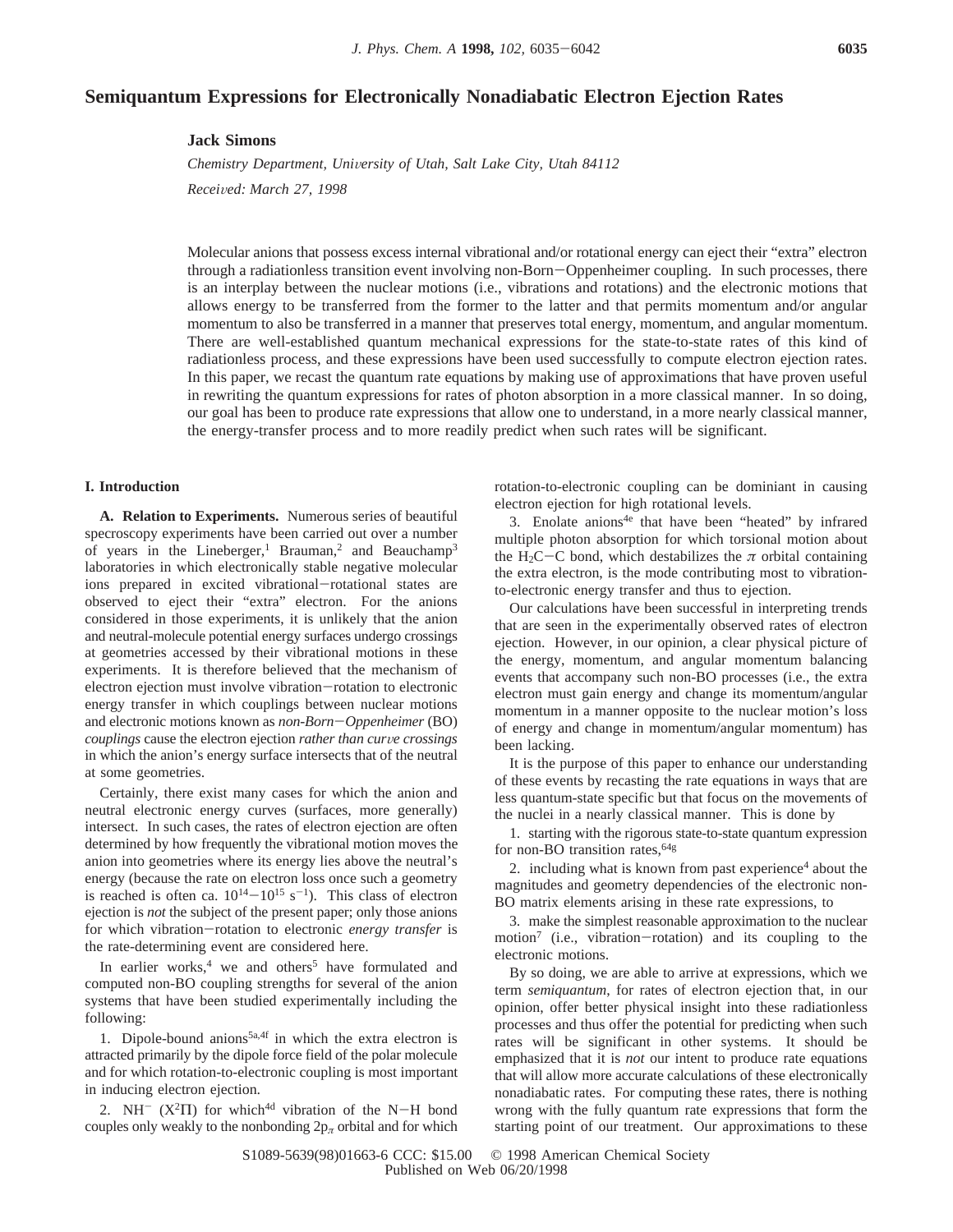# Semiquantum Expressions for Electronically Nonadiabatic Electron Ejection Rates

**Jack Simons**

*Chemistry Department, University of Utah, Salt Lake City, Utah 84112*

*Received: March 27, 1998*

Molecular anions that possess excess internal vibrational and/or rotational energy can eject their "extra" electron through a radiationless transition event involving non-Born–Oppenheimer coupling. In such processes, there is an interplay between the nuclear motions (i.e., vibrations and rotations) and the electronic motions that allows energy to be transferred from the former to the latter and that permits momentum and/or angular momentum to also be transferred in a manner that preserves total energy, momentum, and angular momentum. There are well-established quantum mechanical expressions for the state-to-state rates of this kind of radiationless process, and these expressions have been used successfully to compute electron ejection rates. In this paper, we recast the quantum rate equations by making use of approximations that have proven useful in rewriting the quantum expressions for rates of photon absorption in a more classical manner. In so doing, our goal has been to produce rate expressions that allow one to understand, in a more nearly classical manner, the energy-transfer process and to more readily predict when such rates will be significant.

## I. Introduction

**A. Relation to Experiments.** Numerous series of beautiful specroscopy experiments have been carried out over a number of years in the Lineberger,[1] Brauman,[2] and Beauchamp[3] laboratories in which electronically stable negative molecular ions prepared in excited vibrational–rotational states are observed to eject their "extra" electron. For the anions considered in those experiments, it is unlikely that the anion and neutral-molecule potential energy surfaces undergo crossings at geometries accessed by their vibrational motions in these experiments. It is therefore believed that the mechanism of electron ejection must involve vibration–rotation to electronic energy transfer in which couplings between nuclear motions and electronic motions known as *non-Born–Oppenheimer* (BO) *couplings* cause the electron ejection *rather than curve crossings* in which the anion's energy surface intersects that of the neutral at some geometries.

Certainly, there exist many cases for which the anion and neutral electronic energy curves (surfaces, more generally) intersect. In such cases, the rates of electron ejection are often determined by how frequently the vibrational motion moves the anion into geometries where its energy lies above the neutral's energy (because the rate on electron loss once such a geometry is reached is often ca. $10^{14}$–$10^{15}$ $s^{-1}$). This class of electron ejection is *not* the subject of the present paper; only those anions for which vibration–rotation to electronic *energy transfer* is the rate-determining event are considered here.

In earlier works,[4] we and others[5] have formulated and computed non-BO coupling strengths for several of the anion systems that have been studied experimentally including the following:

1. Dipole-bound anions[5a,4f] in which the extra electron is attracted primarily by the dipole force field of the polar molecule and for which rotation-to-electronic coupling is most important in inducing electron ejection.

2. $NH^-$ ($X^2\Pi$) for which[4d] vibration of the N–H bond couples only weakly to the nonbonding $2p_\pi$ orbital and for which rotation-to-electronic coupling can be dominiant in causing electron ejection for high rotational levels.

3. Enolate anions[4e] that have been "heated" by infrared multiple photon absorption for which torsional motion about the $H_2C$–C bond, which destabilizes the $\pi$ orbital containing the extra electron, is the mode contributing most to vibration-to-electronic energy transfer and thus to ejection.

Our calculations have been successful in interpreting trends that are seen in the experimentally observed rates of electron ejection. However, in our opinion, a clear physical picture of the energy, momentum, and angular momentum balancing events that accompany such non-BO processes (i.e., the extra electron must gain energy and change its momentum/angular momentum in a manner opposite to the nuclear motion's loss of energy and change in momentum/angular momentum) has been lacking.

It is the purpose of this paper to enhance our understanding of these events by recasting the rate equations in ways that are less quantum-state specific but that focus on the movements of the nuclei in a nearly classical manner. This is done by

1. starting with the rigorous state-to-state quantum expression for non-BO transition rates,[6,4g]

2. including what is known from past experience[4] about the magnitudes and geometry dependencies of the electronic non-BO matrix elements arising in these rate expressions, to

3. make the simplest reasonable approximation to the nuclear motion[7] (i.e., vibration–rotation) and its coupling to the electronic motions.

By so doing, we are able to arrive at expressions, which we term *semiquantum*, for rates of electron ejection that, in our opinion, offer better physical insight into these radiationless processes and thus offer the potential for predicting when such rates will be significant in other systems. It should be emphasized that it is *not* our intent to produce rate equations that will allow more accurate calculations of these electronically nonadiabatic rates. For computing these rates, there is nothing wrong with the fully quantum rate expressions that form the starting point of our treatment. Our approximations to these

S1089-5639(98)01663-6 CCC: $15.00 © 1998 American Chemical Society
Published on Web 06/20/1998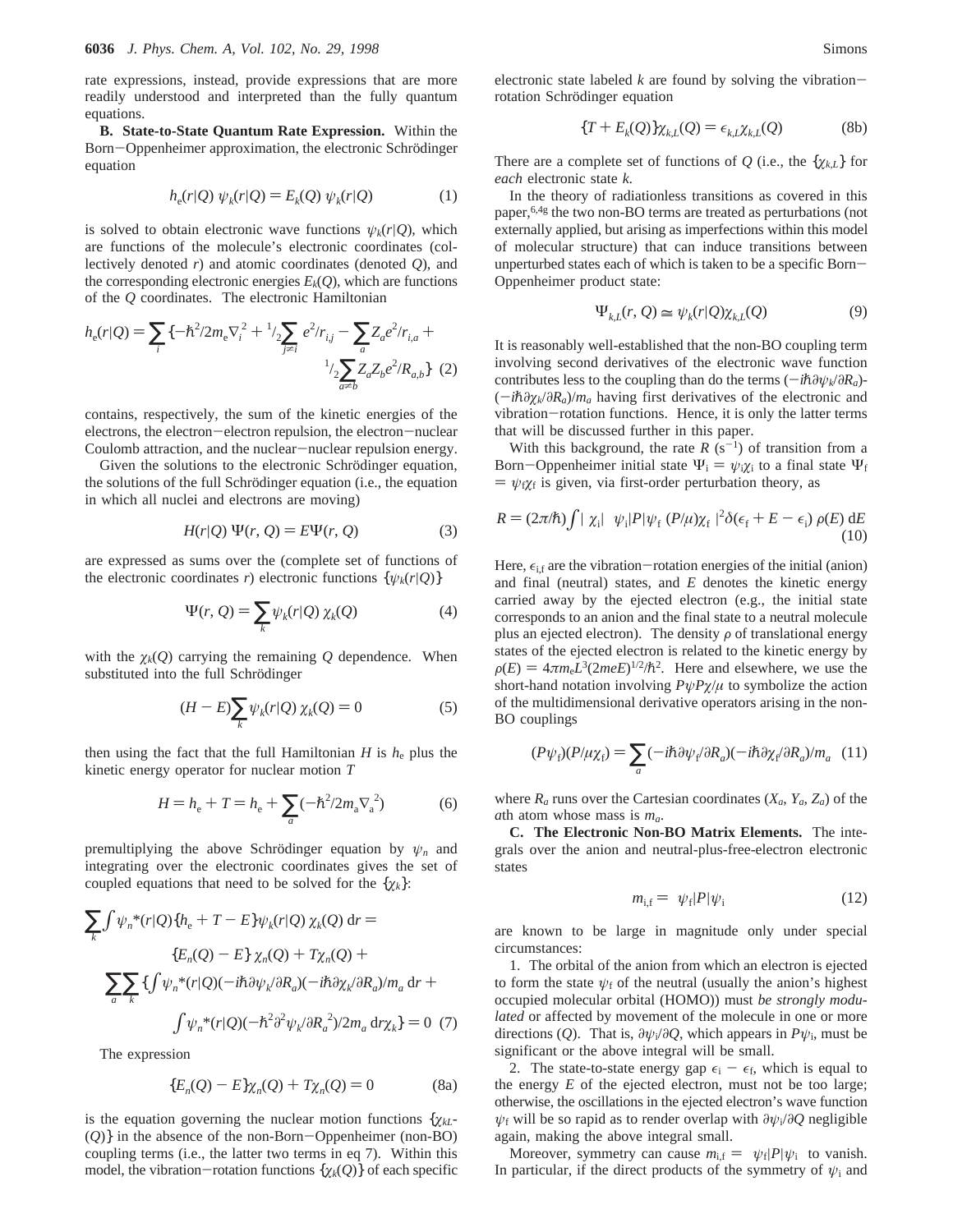rate expressions, instead, provide expressions that are more readily understood and interpreted than the fully quantum equations.

**B. State-to-State Quantum Rate Expression.** Within the Born–Oppenheimer approximation, the electronic Schrödinger equation

$$h_e(r|Q)\,\psi_k(r|Q) = E_k(Q)\,\psi_k(r|Q) \tag{1}$$

is solved to obtain electronic wave functions $\psi_k(r|Q)$, which are functions of the molecule's electronic coordinates (collectively denoted $r$) and atomic coordinates (denoted $Q$), and the corresponding electronic energies $E_k(Q)$, which are functions of the $Q$ coordinates. The electronic Hamiltonian

$$h_e(r|Q) = \sum_i \{-\hbar^2/2m_e\nabla_i^2 + {}^1/_2\sum_{j\neq i} e^2/r_{i,j} - \sum_a Z_a e^2/r_{i,a} + {}^1/_2\sum_{a\neq b} Z_a Z_b e^2/R_{a,b}\} \tag{2}$$

contains, respectively, the sum of the kinetic energies of the electrons, the electron–electron repulsion, the electron–nuclear Coulomb attraction, and the nuclear–nuclear repulsion energy.

Given the solutions to the electronic Schrödinger equation, the solutions of the full Schrödinger equation (i.e., the equation in which all nuclei and electrons are moving)

$$H(r|Q)\,\Psi(r,Q) = E\Psi(r,Q) \tag{3}$$

are expressed as sums over the (complete set of functions of the electronic coordinates $r$) electronic functions $\{\psi_k(r|Q)\}$

$$\Psi(r,Q) = \sum_k \psi_k(r|Q)\,\chi_k(Q) \tag{4}$$

with the $\chi_k(Q)$ carrying the remaining $Q$ dependence. When substituted into the full Schrödinger

$$(H - E)\sum_k \psi_k(r|Q)\,\chi_k(Q) = 0 \tag{5}$$

then using the fact that the full Hamiltonian $H$ is $h_e$ plus the kinetic energy operator for nuclear motion $T$

$$H = h_e + T = h_e + \sum_a (-\hbar^2/2m_a\nabla_a^{\,2}) \tag{6}$$

premultiplying the above Schrödinger equation by $\psi_n$ and integrating over the electronic coordinates gives the set of coupled equations that need to be solved for the $\{\chi_k\}$:

$$\sum_k \int \psi_n^*(r|Q)\{h_e + T - E\}\psi_k(r|Q)\,\chi_k(Q)\,\mathrm{d}r = \{E_n(Q) - E\}\,\chi_n(Q) + T\chi_n(Q) + \sum_a\sum_k \{\int \psi_n^*(r|Q)(-i\hbar\partial\psi_k/\partial R_a)(-i\hbar\partial\chi_k/\partial R_a)/m_a\,\mathrm{d}r + \int \psi_n^*(r|Q)(-\hbar^2\partial^2\psi_k/\partial R_a^{\,2})/2m_a\,\mathrm{d}r\chi_k\} = 0 \tag{7}$$

The expression

$$\{E_n(Q) - E\}\chi_n(Q) + T\chi_n(Q) = 0 \tag{8a}$$

is the equation governing the nuclear motion functions $\{\chi_{kL}(Q)\}$ in the absence of the non-Born–Oppenheimer (non-BO) coupling terms (i.e., the latter two terms in eq 7). Within this model, the vibration–rotation functions $\{\chi_k(Q)\}$ of each specific electronic state labeled $k$ are found by solving the vibration–rotation Schrödinger equation

$$\{T + E_k(Q)\}\chi_{k,L}(Q) = \epsilon_{k,L}\chi_{k,L}(Q) \tag{8b}$$

There are a complete set of functions of $Q$ (i.e., the $\{\chi_{k,L}\}$ for *each* electronic state $k$.

In the theory of radiationless transitions as covered in this paper,[6,4g] the two non-BO terms are treated as perturbations (not externally applied, but arising as imperfections within this model of molecular structure) that can induce transitions between unperturbed states each of which is taken to be a specific Born–Oppenheimer product state:

$$\Psi_{k,L}(r,Q) \cong \psi_k(r|Q)\chi_{k,L}(Q) \tag{9}$$

It is reasonably well-established that the non-BO coupling term involving second derivatives of the electronic wave function contributes less to the coupling than do the terms $(-i\hbar\partial\psi_k/\partial R_a)(-i\hbar\partial\chi_k/\partial R_a)/m_a$ having first derivatives of the electronic and vibration–rotation functions. Hence, it is only the latter terms that will be discussed further in this paper.

With this background, the rate $R$ (s$^{-1}$) of transition from a Born–Oppenheimer initial state $\Psi_i = \psi_i\chi_i$ to a final state $\Psi_f = \psi_f\chi_f$ is given, via first-order perturbation theory, as

$$R = (2\pi/\hbar)\int |\langle\chi_i|\langle\psi_i|P|\psi_f\rangle(P/\mu)\chi_f\rangle|^2\delta(\epsilon_f + E - \epsilon_i)\,\rho(E)\,\mathrm{d}E \tag{10}$$

Here, $\epsilon_{i,f}$ are the vibration–rotation energies of the initial (anion) and final (neutral) states, and $E$ denotes the kinetic energy carried away by the ejected electron (e.g., the initial state corresponds to an anion and the final state to a neutral molecule plus an ejected electron). The density $\rho$ of translational energy states of the ejected electron is related to the kinetic energy by $\rho(E) = 4\pi m_e L^3(2meE)^{1/2}/\hbar^2$. Here and elsewhere, we use the short-hand notation involving $P\psi P\chi/\mu$ to symbolize the action of the multidimensional derivative operators arising in the non-BO couplings

$$(P\psi_f)(P/\mu\chi_f) = \sum_a (-i\hbar\partial\psi_f/\partial R_a)(-i\hbar\partial\chi_f/\partial R_a)/m_a \tag{11}$$

where $R_a$ runs over the Cartesian coordinates ($X_a$, $Y_a$, $Z_a$) of the $a$th atom whose mass is $m_a$.

**C. The Electronic Non-BO Matrix Elements.** The integrals over the anion and neutral-plus-free-electron electronic states

$$m_{i,f} = \langle\psi_f|P|\psi_i\rangle \tag{12}$$

are known to be large in magnitude only under special circumstances:

1. The orbital of the anion from which an electron is ejected to form the state $\psi_f$ of the neutral (usually the anion's highest occupied molecular orbital (HOMO)) must *be strongly modulated* or affected by movement of the molecule in one or more directions ($Q$). That is, $\partial\psi_i/\partial Q$, which appears in $P\psi_i$, must be significant or the above integral will be small.

2. The state-to-state energy gap $\epsilon_i - \epsilon_f$, which is equal to the energy $E$ of the ejected electron, must not be too large; otherwise, the oscillations in the ejected electron's wave function $\psi_f$ will be so rapid as to render overlap with $\partial\psi_i/\partial Q$ negligible again, making the above integral small.

Moreover, symmetry can cause $m_{i,f} = \langle\psi_f|P|\psi_i\rangle$ to vanish. In particular, if the direct products of the symmetry of $\psi_i$ and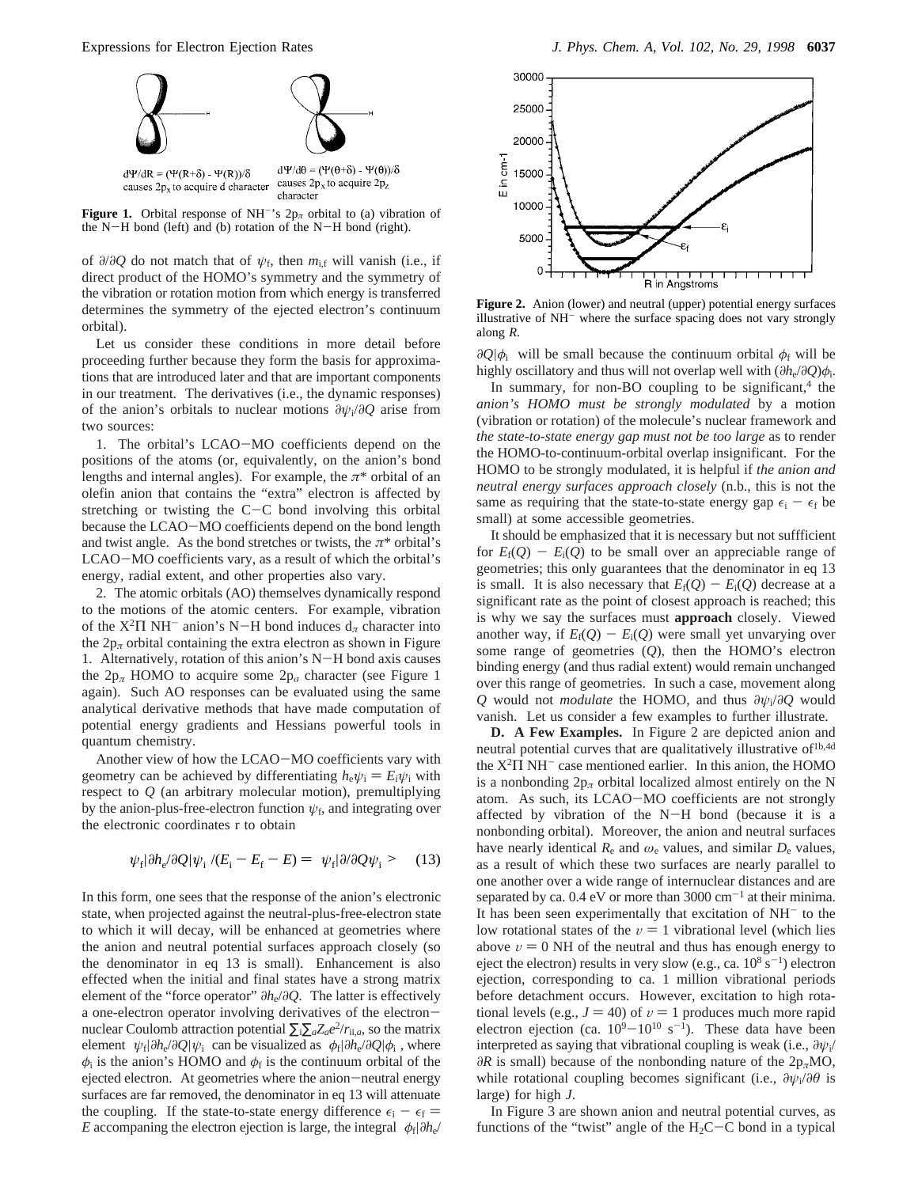dΨ/dR = (Ψ(R+δ) - Ψ(R))/δ causes $2p_x$ to acquire d character

dΨ/dθ = (Ψ(θ+δ) - Ψ(θ))/δ causes $2p_x$ to acquire $2p_z$ character

**Figure 1.** Orbital response of $NH^-$'s $2p_\pi$ orbital to (a) vibration of the N–H bond (left) and (b) rotation of the N–H bond (right).

of $\partial/\partial Q$ do not match that of $\psi_f$, then $m_{i,f}$ will vanish (i.e., if direct product of the HOMO's symmetry and the symmetry of the vibration or rotation motion from which energy is transferred determines the symmetry of the ejected electron's continuum orbital).

Let us consider these conditions in more detail before proceeding further because they form the basis for approximations that are introduced later and that are important components in our treatment. The derivatives (i.e., the dynamic responses) of the anion's orbitals to nuclear motions $\partial\psi_i/\partial Q$ arise from two sources:

1. The orbital's LCAO–MO coefficients depend on the positions of the atoms (or, equivalently, on the anion's bond lengths and internal angles). For example, the $\pi^*$ orbital of an olefin anion that contains the "extra" electron is affected by stretching or twisting the C–C bond involving this orbital because the LCAO–MO coefficients depend on the bond length and twist angle. As the bond stretches or twists, the $\pi^*$ orbital's LCAO–MO coefficients vary, as a result of which the orbital's energy, radial extent, and other properties also vary.

2. The atomic orbitals (AO) themselves dynamically respond to the motions of the atomic centers. For example, vibration of the $X^2\Pi$ $NH^-$ anion's N–H bond induces $d_\pi$ character into the $2p_\pi$ orbital containing the extra electron as shown in Figure 1. Alternatively, rotation of this anion's N–H bond axis causes the $2p_\pi$ HOMO to acquire some $2p_\sigma$ character (see Figure 1 again). Such AO responses can be evaluated using the same analytical derivative methods that have made computation of potential energy gradients and Hessians powerful tools in quantum chemistry.

Another view of how the LCAO–MO coefficients vary with geometry can be achieved by differentiating $h_e\psi_i = E_i\psi_i$ with respect to $Q$ (an arbitrary molecular motion), premultiplying by the anion-plus-free-electron function $\psi_f$, and integrating over the electronic coordinates r to obtain

$$\langle\psi_f|\partial h_e/\partial Q|\psi_i\rangle/(E_i - E_f - E) = \langle\psi_f|\partial/\partial Q\psi_i\rangle \quad (13)$$

In this form, one sees that the response of the anion's electronic state, when projected against the neutral-plus-free-electron state to which it will decay, will be enhanced at geometries where the anion and neutral potential surfaces approach closely (so the denominator in eq 13 is small). Enhancement is also effected when the initial and final states have a strong matrix element of the "force operator" $\partial h_e/\partial Q$. The latter is effectively a one-electron operator involving derivatives of the electron–nuclear Coulomb attraction potential $\sum_i\sum_a Z_a e^2/r_{i,a}$, so the matrix element $\langle\psi_f|\partial h_e/\partial Q|\psi_i\rangle$ can be visualized as $\langle\phi_f|\partial h_e/\partial Q|\phi_i\rangle$, where $\phi_i$ is the anion's HOMO and $\phi_f$ is the continuum orbital of the ejected electron. At geometries where the anion–neutral energy surfaces are far removed, the denominator in eq 13 will attenuate the coupling. If the state-to-state energy difference $\epsilon_i - \epsilon_f = E$ accompaning the electron ejection is large, the integral $\langle\phi_f|\partial h_e/\partial Q|\phi_i\rangle$ will be small because the continuum orbital $\phi_f$ will be highly oscillatory and thus will not overlap well with $(\partial h_e/\partial Q)\phi_i$.

**Figure 2.** Anion (lower) and neutral (upper) potential energy surfaces illustrative of $NH^-$ where the surface spacing does not vary strongly along $R$.

In summary, for non-BO coupling to be significant,[4] the *anion's HOMO must be strongly modulated* by a motion (vibration or rotation) of the molecule's nuclear framework and *the state-to-state energy gap must not be too large* as to render the HOMO-to-continuum-orbital overlap insignificant. For the HOMO to be strongly modulated, it is helpful if *the anion and neutral energy surfaces approach closely* (n.b., this is not the same as requiring that the state-to-state energy gap $\epsilon_i - \epsilon_f$ be small) at some accessible geometries.

It should be emphasized that it is necessary but not sufffficient for $E_f(Q) - E_i(Q)$ to be small over an appreciable range of geometries; this only guarantees that the denominator in eq 13 is small. It is also necessary that $E_f(Q) - E_i(Q)$ decrease at a significant rate as the point of closest approach is reached; this is why we say the surfaces must **approach** closely. Viewed another way, if $E_f(Q) - E_i(Q)$ were small yet unvarying over some range of geometries ($Q$), then the HOMO's electron binding energy (and thus radial extent) would remain unchanged over this range of geometries. In such a case, movement along $Q$ would not *modulate* the HOMO, and thus $\partial\psi_i/\partial Q$ would vanish. Let us consider a few examples to further illustrate.

**D. A Few Examples.** In Figure 2 are depicted anion and neutral potential curves that are qualitatively illustrative of[1b,4d] the $X^2\Pi$ $NH^-$ case mentioned earlier. In this anion, the HOMO is a nonbonding $2p_\pi$ orbital localized almost entirely on the N atom. As such, its LCAO–MO coefficients are not strongly affected by vibration of the N–H bond (because it is a nonbonding orbital). Moreover, the anion and neutral surfaces have nearly identical $R_e$ and $\omega_e$ values, and similar $D_e$ values, as a result of which these two surfaces are nearly parallel to one another over a wide range of internuclear distances and are separated by ca. 0.4 eV or more than 3000 cm$^{-1}$ at their minima. It has been seen experimentally that excitation of $NH^-$ to the low rotational states of the $v = 1$ vibrational level (which lies above $v = 0$ NH of the neutral and thus has enough energy to eject the electron) results in very slow (e.g., ca. $10^8$ s$^{-1}$) electron ejection, corresponding to ca. 1 million vibrational periods before detachment occurs. However, excitation to high rotational levels (e.g., $J = 40$) of $v = 1$ produces much more rapid electron ejection (ca. $10^9$–$10^{10}$ s$^{-1}$). These data have been interpreted as saying that vibrational coupling is weak (i.e., $\partial\psi_i/\partial R$ is small) because of the nonbonding nature of the $2p_\pi$MO, while rotational coupling becomes significant (i.e., $\partial\psi_i/\partial\theta$ is large) for high $J$.

In Figure 3 are shown anion and neutral potential curves, as functions of the "twist" angle of the $H_2C$–C bond in a typical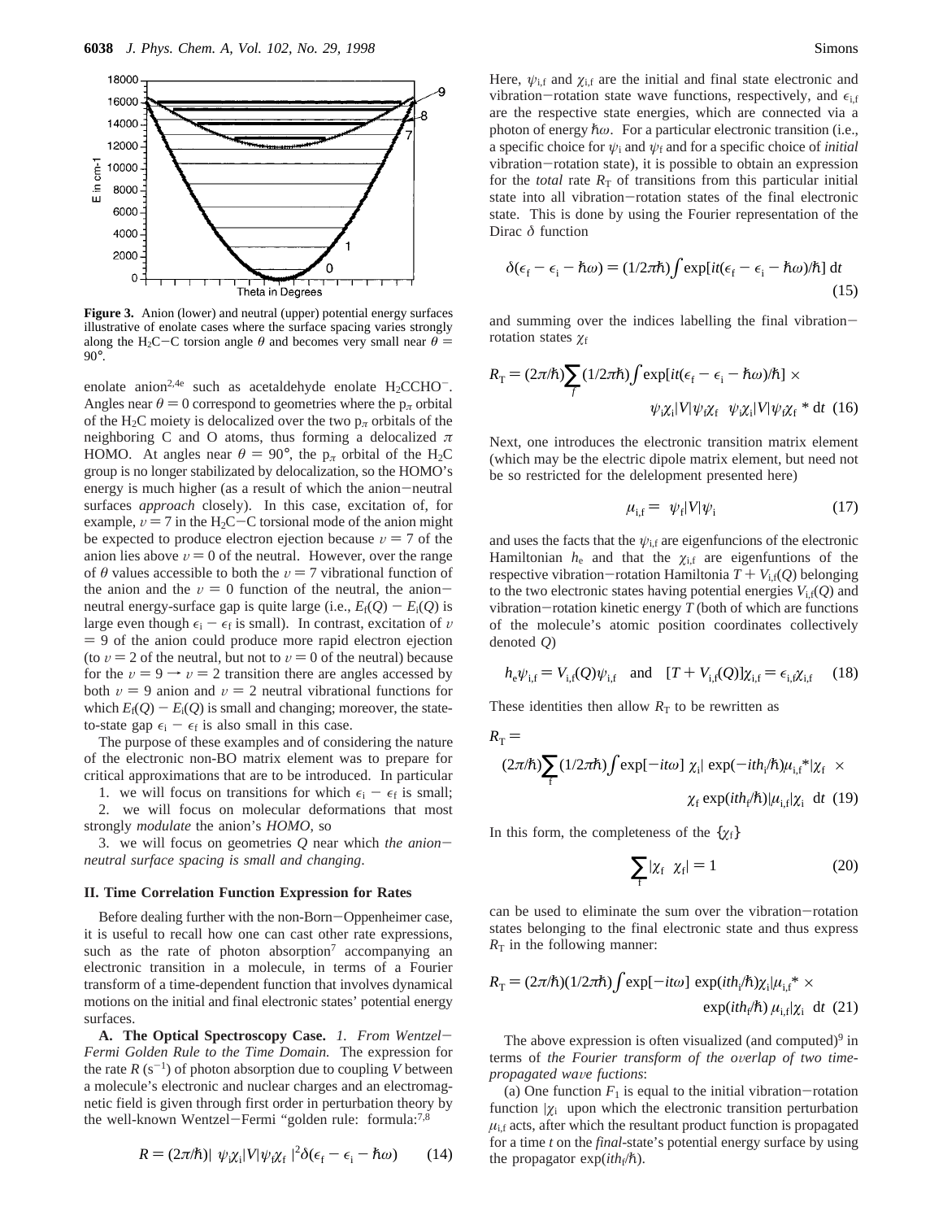**Figure 3.** Anion (lower) and neutral (upper) potential energy surfaces illustrative of enolate cases where the surface spacing varies strongly along the $H_2C-C$ torsion angle $\theta$ and becomes very small near $\theta = 90°$.

enolate anion[2,4e] such as acetaldehyde enolate $H_2CCHO^-$. Angles near $\theta = 0$ correspond to geometries where the $p_\pi$ orbital of the $H_2C$ moiety is delocalized over the two $p_\pi$ orbitals of the neighboring C and O atoms, thus forming a delocalized $\pi$ HOMO. At angles near $\theta = 90°$, the $p_\pi$ orbital of the $H_2C$ group is no longer stabilized by delocalization, so the HOMO's energy is much higher (as a result of which the anion–neutral surfaces *approach* closely). In this case, excitation of, for example, $v = 7$ in the $H_2C-C$ torsional mode of the anion might be expected to produce electron ejection because $v = 7$ of the anion lies above $v = 0$ of the neutral. However, over the range of $\theta$ values accessible to both the $v = 7$ vibrational function of the anion and the $v = 0$ function of the neutral, the anion–neutral energy-surface gap is quite large (i.e., $E_f(Q) - E_i(Q)$ is large even though $\epsilon_i - \epsilon_f$ is small). In contrast, excitation of $v = 9$ of the anion could produce more rapid electron ejection (to $v = 2$ of the neutral, but not to $v = 0$ of the neutral) because for the $v = 9 \rightarrow v = 2$ transition there are angles accessed by both $v = 9$ anion and $v = 2$ neutral vibrational functions for which $E_f(Q) - E_i(Q)$ is small and changing; moreover, the state-to-state gap $\epsilon_i - \epsilon_f$ is also small in this case.

The purpose of these examples and of considering the nature of the electronic non-BO matrix element was to prepare for critical approximations that are to be introduced. In particular

1. we will focus on transitions for which $\epsilon_i - \epsilon_f$ is small;
2. we will focus on molecular deformations that most strongly *modulate* the anion's *HOMO*, so
3. we will focus on geometries $Q$ near which *the anion–neutral surface spacing is small and changing*.

## II. Time Correlation Function Expression for Rates

Before dealing further with the non-Born–Oppenheimer case, it is useful to recall how one can cast other rate expressions, such as the rate of photon absorption[7] accompanying an electronic transition in a molecule, in terms of a Fourier transform of a time-dependent function that involves dynamical motions on the initial and final electronic states' potential energy surfaces.

**A. The Optical Spectroscopy Case.** *1. From Wentzel–Fermi Golden Rule to the Time Domain.* The expression for the rate $R$ ($s^{-1}$) of photon absorption due to coupling $V$ between a molecule's electronic and nuclear charges and an electromagnetic field is given through first order in perturbation theory by the well-known Wentzel–Fermi "golden rule: formula:[7,8]

$$R = (2\pi/\hbar)|\langle\psi_i\chi_i|V|\psi_f\chi_f\rangle|^2\delta(\epsilon_f - \epsilon_i - \hbar\omega) \quad (14)$$

Here, $\psi_{i,f}$ and $\chi_{i,f}$ are the initial and final state electronic and vibration–rotation state wave functions, respectively, and $\epsilon_{i,f}$ are the respective state energies, which are connected via a photon of energy $\hbar\omega$. For a particular electronic transition (i.e., a specific choice for $\psi_i$ and $\psi_f$ and for a specific choice of *initial* vibration–rotation state), it is possible to obtain an expression for the *total* rate $R_T$ of transitions from this particular initial state into all vibration–rotation states of the final electronic state. This is done by using the Fourier representation of the Dirac $\delta$ function

$$\delta(\epsilon_f - \epsilon_i - \hbar\omega) = (1/2\pi\hbar)\int \exp[it(\epsilon_f - \epsilon_i - \hbar\omega)/\hbar]\, dt \quad (15)$$

and summing over the indices labelling the final vibration–rotation states $\chi_f$

$$R_T = (2\pi/\hbar)\sum_f (1/2\pi\hbar)\int \exp[it(\epsilon_f - \epsilon_i - \hbar\omega)/\hbar] \times \langle\psi_i\chi_i|V|\psi_f\chi_f\rangle\langle\psi_i\chi_i|V|\psi_f\chi_f\rangle^*\, dt \quad (16)$$

Next, one introduces the electronic transition matrix element (which may be the electric dipole matrix element, but need not be so restricted for the delelopment presented here)

$$\mu_{i,f} = \langle\psi_f|V|\psi_i\rangle \quad (17)$$

and uses the facts that the $\psi_{i,f}$ are eigenfuncions of the electronic Hamiltonian $h_e$ and that the $\chi_{i,f}$ are eigenfuntions of the respective vibration–rotation Hamiltonia $T + V_{i,f}(Q)$ belonging to the two electronic states having potential energies $V_{i,f}(Q)$ and vibration–rotation kinetic energy $T$ (both of which are functions of the molecule's atomic position coordinates collectively denoted $Q$)

$$h_e\psi_{i,f} = V_{i,f}(Q)\psi_{i,f} \quad \text{and} \quad [T + V_{i,f}(Q)]\chi_{i,f} = \epsilon_{i,f}\chi_{i,f} \quad (18)$$

These identities then allow $R_T$ to be rewritten as

$$R_T = (2\pi/\hbar)\sum_f (1/2\pi\hbar)\int \exp[-it\omega]\langle\chi_i|\exp(-ith_i/\hbar)\mu_{i,f}^*|\chi_f\rangle \times \langle\chi_f\exp(ith_f/\hbar)|\mu_{i,f}|\chi_i\rangle\, dt \quad (19)$$

In this form, the completeness of the $\{\chi_f\}$

$$\sum_f |\chi_f\rangle\langle\chi_f| = 1 \quad (20)$$

can be used to eliminate the sum over the vibration–rotation states belonging to the final electronic state and thus express $R_T$ in the following manner:

$$R_T = (2\pi/\hbar)(1/2\pi\hbar)\int \exp[-it\omega]\langle\exp(ith_i/\hbar)\chi_i|\mu_{i,f}^* \times \exp(ith_f/\hbar)\,\mu_{i,f}|\chi_i\rangle\, dt \quad (21)$$

The above expression is often visualized (and computed)[9] in terms of *the Fourier transform of the overlap of two time-propagated wave fuctions*:

(a) One function $F_1$ is equal to the initial vibration–rotation function $|\chi_i\rangle$ upon which the electronic transition perturbation $\mu_{i,f}$ acts, after which the resultant product function is propagated for a time $t$ on the *final*-state's potential energy surface by using the propagator $\exp(ith_f/\hbar)$.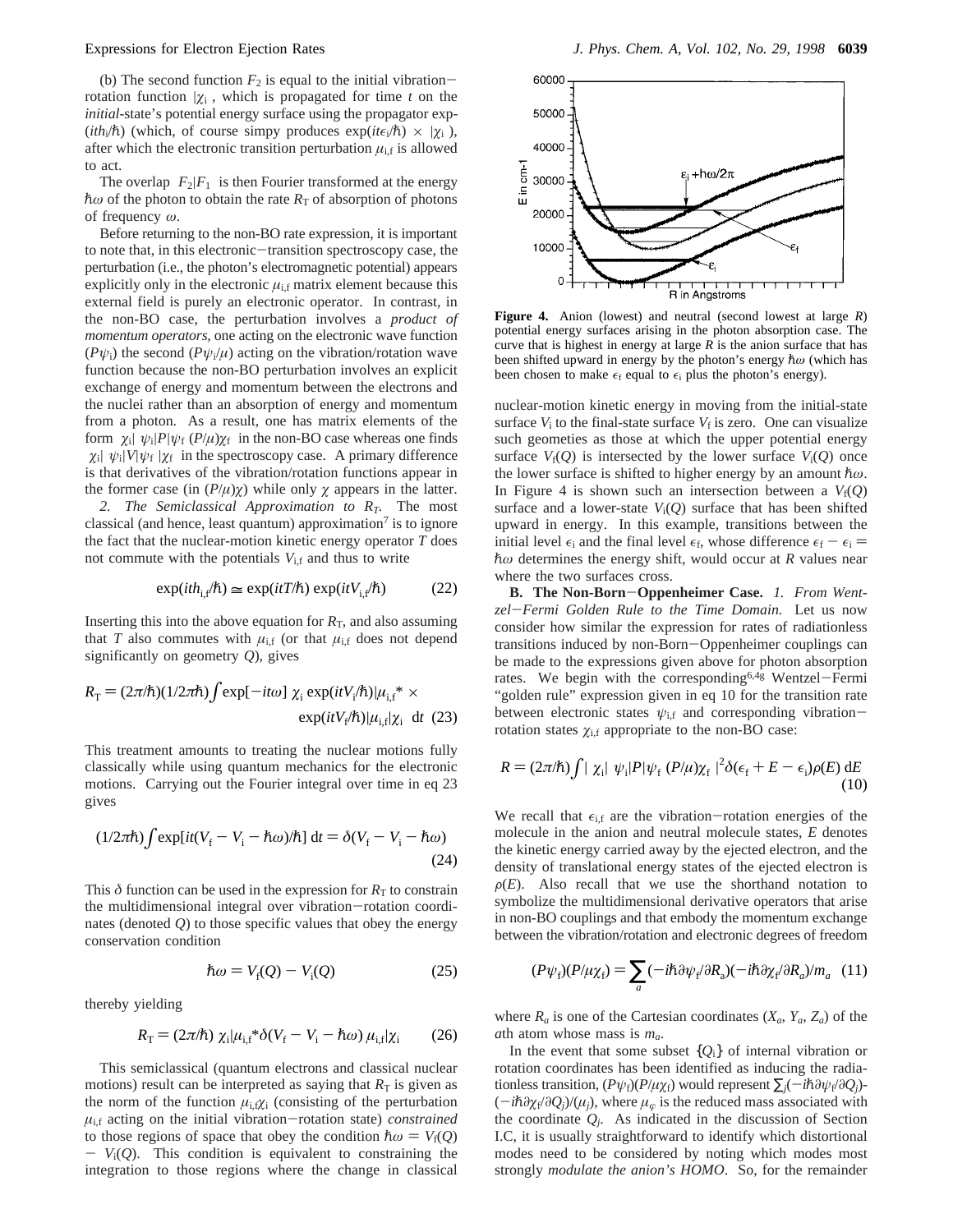(b) The second function $F_2$ is equal to the initial vibration–rotation function $|\chi_i\rangle$, which is propagated for time $t$ on the *initial*-state's potential energy surface using the propagator $\exp(ith_i/\hbar)$ (which, of course simpy produces $\exp(it\epsilon_i/\hbar) \times |\chi_i\rangle$), after which the electronic transition perturbation $\mu_{i,f}$ is allowed to act.

The overlap $\langle F_2|F_1\rangle$ is then Fourier transformed at the energy $\hbar\omega$ of the photon to obtain the rate $R_T$ of absorption of photons of frequency $\omega$.

Before returning to the non-BO rate expression, it is important to note that, in this electronic–transition spectroscopy case, the perturbation (i.e., the photon's electromagnetic potential) appears explicitly only in the electronic $\mu_{i,f}$ matrix element because this external field is purely an electronic operator. In contrast, in the non-BO case, the perturbation involves a *product of momentum operators*, one acting on the electronic wave function ($P\psi_i$) the second ($P\psi_i/\mu$) acting on the vibration/rotation wave function because the non-BO perturbation involves an explicit exchange of energy and momentum between the electrons and the nuclei rather than an absorption of energy and momentum from a photon. As a result, one has matrix elements of the form $\langle\chi_i|\langle\psi_i|P|\psi_f\rangle(P/\mu)\chi_f\rangle$ in the non-BO case whereas one finds $\langle\chi_i|\langle\psi_i|V|\psi_f\rangle|\chi_f\rangle$ in the spectroscopy case. A primary difference is that derivatives of the vibration/rotation functions appear in the former case (in $(P/\mu)\chi$) while only $\chi$ appears in the latter.

*2. The Semiclassical Approximation to $R_T$.* The most classical (and hence, least quantum) approximation[7] is to ignore the fact that the nuclear-motion kinetic energy operator $T$ does not commute with the potentials $V_{i,f}$ and thus to write

$$\exp(ith_{i,f}/\hbar) \cong \exp(itT/\hbar)\exp(itV_{i,f}/\hbar) \tag{22}$$

Inserting this into the above equation for $R_T$, and also assuming that $T$ also commutes with $\mu_{i,f}$ (or that $\mu_{i,f}$ does not depend significantly on geometry $Q$), gives

$$R_T = (2\pi/\hbar)(1/2\pi\hbar)\int \exp[-it\omega]\,\langle\chi_i\exp(itV_i/\hbar)|\mu_{i,f}{}^* \times \exp(itV_f/\hbar)|\mu_{i,f}|\chi_i\rangle\,dt \tag{23}$$

This treatment amounts to treating the nuclear motions fully classically while using quantum mechanics for the electronic motions. Carrying out the Fourier integral over time in eq 23 gives

$$(1/2\pi\hbar)\int \exp[it(V_f - V_i - \hbar\omega)/\hbar]\,dt = \delta(V_f - V_i - \hbar\omega) \tag{24}$$

This $\delta$ function can be used in the expression for $R_T$ to constrain the multidimensional integral over vibration–rotation coordinates (denoted $Q$) to those specific values that obey the energy conservation condition

$$\hbar\omega = V_f(Q) - V_i(Q) \tag{25}$$

thereby yielding

$$R_T = (2\pi/\hbar)\langle\chi_i|\mu_{i,f}{}^*\delta(V_f - V_i - \hbar\omega)\,\mu_{i,f}|\chi_i\rangle \tag{26}$$

This semiclassical (quantum electrons and classical nuclear motions) result can be interpreted as saying that $R_T$ is given as the norm of the function $\mu_{i,f}\chi_i$ (consisting of the perturbation $\mu_{i,f}$ acting on the initial vibration–rotation state) *constrained* to those regions of space that obey the condition $\hbar\omega = V_f(Q) - V_i(Q)$. This condition is equivalent to constraining the integration to those regions where the change in classical nuclear-motion kinetic energy in moving from the initial-state surface $V_i$ to the final-state surface $V_f$ is zero. One can visualize such geometries as those at which the upper potential energy surface $V_f(Q)$ is intersected by the lower surface $V_i(Q)$ once the lower surface is shifted to higher energy by an amount $\hbar\omega$. In Figure 4 is shown such an intersection between a $V_f(Q)$ surface and a lower-state $V_i(Q)$ surface that has been shifted upward in energy. In this example, transitions between the initial level $\epsilon_i$ and the final level $\epsilon_f$, whose difference $\epsilon_f - \epsilon_i = \hbar\omega$ determines the energy shift, would occur at $R$ values near where the two surfaces cross.

**Figure 4.** Anion (lowest) and neutral (second lowest at large $R$) potential energy surfaces arising in the photon absorption case. The curve that is highest in energy at large $R$ is the anion surface that has been shifted upward in energy by the photon's energy $\hbar\omega$ (which has been chosen to make $\epsilon_f$ equal to $\epsilon_i$ plus the photon's energy).

**B. The Non-Born–Oppenheimer Case.** *1. From Wentzel–Fermi Golden Rule to the Time Domain.* Let us now consider how similar the expression for rates of radiationless transitions induced by non-Born–Oppenheimer couplings can be made to the expressions given above for photon absorption rates. We begin with the corresponding[6,4g] Wentzel–Fermi "golden rule" expression given in eq 10 for the transition rate between electronic states $\psi_{i,f}$ and corresponding vibration–rotation states $\chi_{i,f}$ appropriate to the non-BO case:

$$R = (2\pi/\hbar)\int|\langle\chi_i|\langle\psi_i|P|\psi_f\rangle(P/\mu)\chi_f\rangle|^2\delta(\epsilon_f + E - \epsilon_i)\rho(E)\,dE \tag{10}$$

We recall that $\epsilon_{i,f}$ are the vibration–rotation energies of the molecule in the anion and neutral molecule states, $E$ denotes the kinetic energy carried away by the ejected electron, and the density of translational energy states of the ejected electron is $\rho(E)$. Also recall that we use the shorthand notation to symbolize the multidimensional derivative operators that arise in non-BO couplings and that embody the momentum exchange between the vibration/rotation and electronic degrees of freedom

$$(P\psi_f)(P/\mu\chi_f) = \sum_a(-i\hbar\partial\psi_f/\partial R_a)(-i\hbar\partial\chi_f/\partial R_a)/m_a \tag{11}$$

where $R_a$ is one of the Cartesian coordinates ($X_a$, $Y_a$, $Z_a$) of the $a$th atom whose mass is $m_a$.

In the event that some subset $\{Q_i\}$ of internal vibration or rotation coordinates has been identified as inducing the radiationless transition, $(P\psi_f)(P/\mu\chi_f)$ would represent $\sum_j(-i\hbar\partial\psi_f/\partial Q_j)(-i\hbar\partial\chi_f/\partial Q_j)/(\mu_j)$, where $\mu_\varphi$ is the reduced mass associated with the coordinate $Q_j$. As indicated in the discussion of Section I.C, it is usually straightforward to identify which distortional modes need to be considered by noting which modes most strongly *modulate the anion's HOMO*. So, for the remainder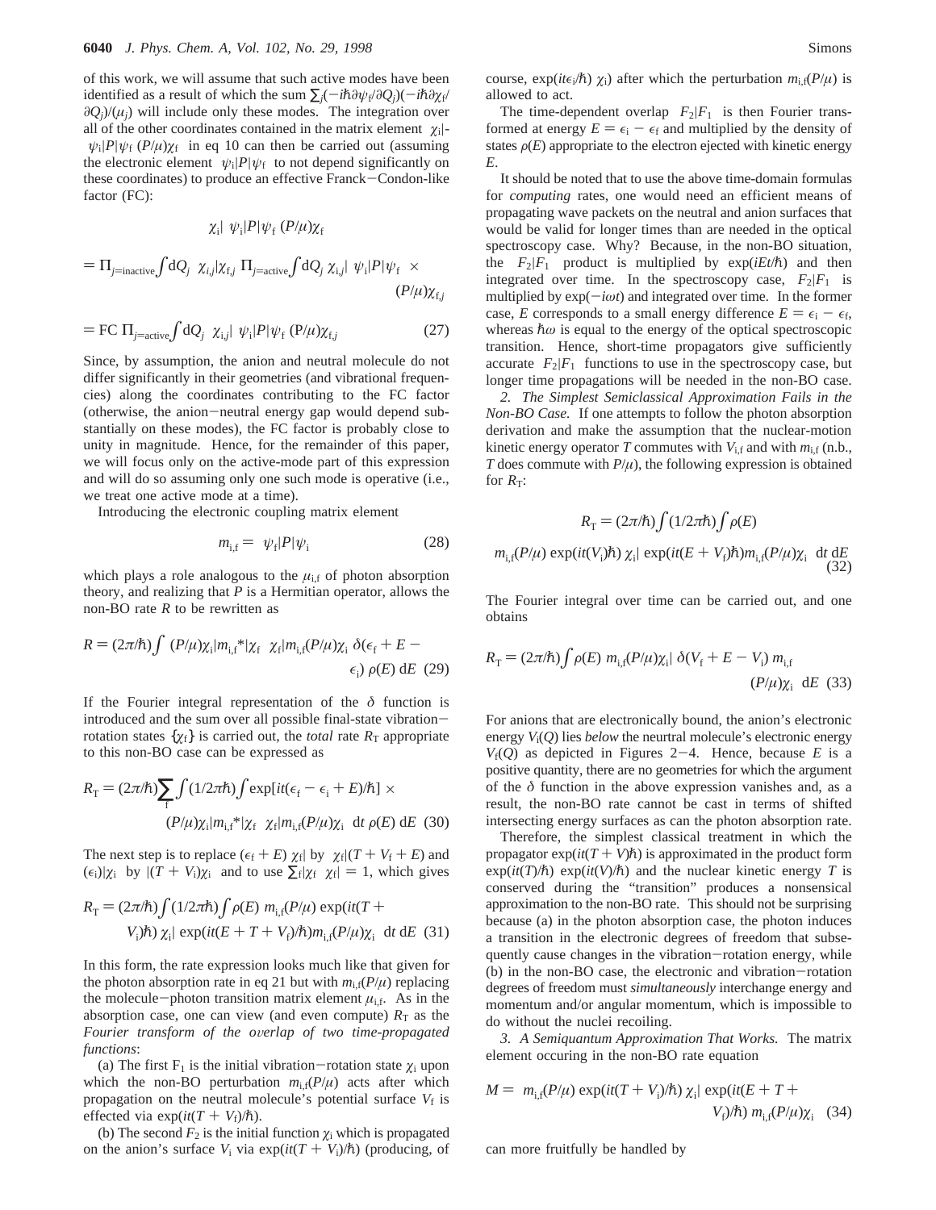of this work, we will assume that such active modes have been identified as a result of which the sum $\sum_j(-i\hbar\partial\psi_f/\partial Q_j)(-i\hbar\partial\chi_f/\partial Q_j)/(\mu_j)$ will include only these modes. The integration over all of the other coordinates contained in the matrix element $\langle\chi_i|\langle\psi_i|P|\psi_f\rangle(P/\mu)\chi_f\rangle$ in eq 10 can then be carried out (assuming the electronic element $\langle\psi_i|P|\psi_f\rangle$ to not depend significantly on these coordinates) to produce an effective Franck–Condon-like factor (FC):

$$\langle\chi_i|\langle\psi_i|P|\psi_f\rangle(P/\mu)\chi_f\rangle$$

$$= \Pi_{j=\text{inactive}}\int \mathrm{d}Q_j\ \langle\chi_{i,j}|\chi_{f,j}\rangle\ \Pi_{j=\text{active}}\int \mathrm{d}Q_j\ \chi_{i,j}|\langle\psi_i|P|\psi_f\rangle\times(P/\mu)\chi_{f,j}$$

$$= \text{FC}\ \Pi_{j=\text{active}}\int \mathrm{d}Q_j\ \chi_{i,j}|\langle\psi_i|P|\psi_f\rangle(P/\mu)\chi_{f,j} \quad (27)$$

Since, by assumption, the anion and neutral molecule do not differ significantly in their geometries (and vibrational frequencies) along the coordinates contributing to the FC factor (otherwise, the anion–neutral energy gap would depend substantially on these modes), the FC factor is probably close to unity in magnitude. Hence, for the remainder of this paper, we will focus only on the active-mode part of this expression and will do so assuming only one such mode is operative (i.e., we treat one active mode at a time).

Introducing the electronic coupling matrix element

$$m_{i,f} = \langle\psi_f|P|\psi_i\rangle \quad (28)$$

which plays a role analogous to the $\mu_{i,f}$ of photon absorption theory, and realizing that $P$ is a Hermitian operator, allows the non-BO rate $R$ to be rewritten as

$$R = (2\pi/\hbar)\int\langle(P/\mu)\chi_i|m_{i,f}^*|\chi_f\rangle\langle\chi_f|m_{i,f}(P/\mu)\chi_i\rangle\,\delta(\epsilon_f + E - \epsilon_i)\,\rho(E)\,\mathrm{d}E \quad (29)$$

If the Fourier integral representation of the $\delta$ function is introduced and the sum over all possible final-state vibration–rotation states $\{\chi_f\}$ is carried out, the *total* rate $R_T$ appropriate to this non-BO case can be expressed as

$$R_T = (2\pi/\hbar)\sum_f\int(1/2\pi\hbar)\int\exp[it(\epsilon_f - \epsilon_i + E)/\hbar]\times\langle(P/\mu)\chi_i|m_{i,f}^*|\chi_f\rangle\langle\chi_f|m_{i,f}(P/\mu)\chi_i\rangle\ \mathrm{d}t\ \rho(E)\ \mathrm{d}E \quad (30)$$

The next step is to replace $(\epsilon_f + E)\langle\chi_f|$ by $\langle\chi_f|(T + V_f + E)$ and $(\epsilon_i)|\chi_i\rangle$ by $|(T + V_i)\chi_i\rangle$ and to use $\sum_f|\chi_f\rangle\langle\chi_f| = 1$, which gives

$$R_T = (2\pi/\hbar)\int(1/2\pi\hbar)\int\rho(E)\langle m_{i,f}(P/\mu)\exp(it(T + V_i)\hbar)\chi_i|\exp(it(E + T + V_f)/\hbar)m_{i,f}(P/\mu)\chi_i\rangle\ \mathrm{d}t\ \mathrm{d}E \quad (31)$$

In this form, the rate expression looks much like that given for the photon absorption rate in eq 21 but with $m_{i,f}(P/\mu)$ replacing the molecule–photon transition matrix element $\mu_{i,f}$. As in the absorption case, one can view (and even compute) $R_T$ as the *Fourier transform of the overlap of two time-propagated functions*:

(a) The first $F_1$ is the initial vibration–rotation state $\chi_i$ upon which the non-BO perturbation $m_{i,f}(P/\mu)$ acts after which propagation on the neutral molecule's potential surface $V_f$ is effected via $\exp(it(T + V_f)/\hbar)$.

(b) The second $F_2$ is the initial function $\chi_i$ which is propagated on the anion's surface $V_i$ via $\exp(it(T + V_i)/\hbar)$ (producing, of course, $\exp(it\epsilon_i/\hbar)\chi_i$) after which the perturbation $m_{i,f}(P/\mu)$ is allowed to act.

The time-dependent overlap $\langle F_2|F_1\rangle$ is then Fourier transformed at energy $E = \epsilon_i - \epsilon_f$ and multiplied by the density of states $\rho(E)$ appropriate to the electron ejected with kinetic energy $E$.

It should be noted that to use the above time-domain formulas for *computing* rates, one would need an efficient means of propagating wave packets on the neutral and anion surfaces that would be valid for longer times than are needed in the optical spectroscopy case. Why? Because, in the non-BO situation, the $\langle F_2|F_1\rangle$ product is multiplied by $\exp(iEt/\hbar)$ and then integrated over time. In the spectroscopy case, $\langle F_2|F_1\rangle$ is multiplied by $\exp(-i\omega t)$ and integrated over time. In the former case, $E$ corresponds to a small energy difference $E = \epsilon_i - \epsilon_f$, whereas $\hbar\omega$ is equal to the energy of the optical spectroscopic transition. Hence, short-time propagators give sufficiently accurate $\langle F_2|F_1\rangle$ functions to use in the spectroscopy case, but longer time propagations will be needed in the non-BO case.

*2. The Simplest Semiclassical Approximation Fails in the Non-BO Case.* If one attempts to follow the photon absorption derivation and make the assumption that the nuclear-motion kinetic energy operator $T$ commutes with $V_{i,f}$ and with $m_{i,f}$ (n.b., $T$ does commute with $P/\mu$), the following expression is obtained for $R_T$:

$$R_T = (2\pi/\hbar)\int(1/2\pi\hbar)\int\rho(E)\langle m_{i,f}(P/\mu)\exp(it(V_i)\hbar)\chi_i|\exp(it(E + V_f)\hbar)m_{i,f}(P/\mu)\chi_i\rangle\ \mathrm{d}t\ \mathrm{d}E \quad (32)$$

The Fourier integral over time can be carried out, and one obtains

$$R_T = (2\pi/\hbar)\int\rho(E)\langle m_{i,f}(P/\mu)\chi_i|\delta(V_f + E - V_i)\,m_{i,f}(P/\mu)\chi_i\rangle\ \mathrm{d}E \quad (33)$$

For anions that are electronically bound, the anion's electronic energy $V_i(Q)$ lies *below* the neurtral molecule's electronic energy $V_f(Q)$ as depicted in Figures 2–4. Hence, because $E$ is a positive quantity, there are no geometries for which the argument of the $\delta$ function in the above expression vanishes and, as a result, the non-BO rate cannot be cast in terms of shifted intersecting energy surfaces as can the photon absorption rate.

Therefore, the simplest classical treatment in which the propagator $\exp(it(T + V)\hbar)$ is approximated in the product form $\exp(it(T)/\hbar)\exp(it(V)/\hbar)$ and the nuclear kinetic energy $T$ is conserved during the "transition" produces a nonsensical approximation to the non-BO rate. This should not be surprising because (a) in the photon absorption case, the photon induces a transition in the electronic degrees of freedom that subsequently cause changes in the vibration–rotation energy, while (b) in the non-BO case, the electronic and vibration–rotation degrees of freedom must *simultaneously* interchange energy and momentum and/or angular momentum, which is impossible to do without the nuclei recoiling.

*3. A Semiquantum Approximation That Works.* The matrix element occuring in the non-BO rate equation

$$M = \langle m_{i,f}(P/\mu)\exp(it(T + V_i)/\hbar)\chi_i|\exp(it(E + T + V_f)/\hbar)\,m_{i,f}(P/\mu)\chi_i\rangle \quad (34)$$

can more fruitfully be handled by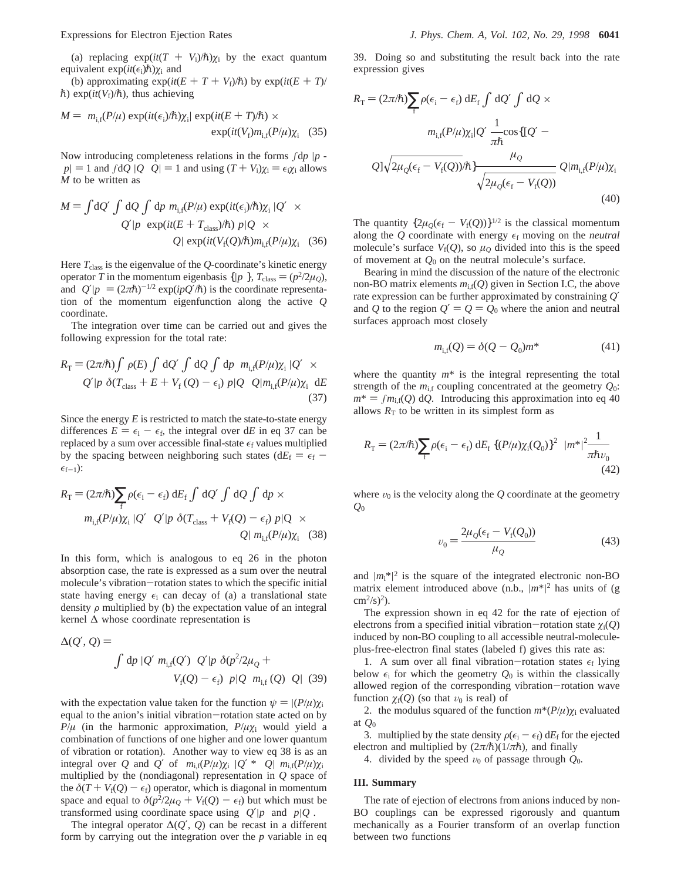(a) replacing $\exp(it(T + V_i)/\hbar)\chi_i$ by the exact quantum equivalent $\exp(it(\epsilon_i)\hbar)\chi_i$ and

(b) approximating $\exp(it(E + T + V_f)/\hbar)$ by $\exp(it(E + T)/\hbar)\exp(it(V_f)/\hbar)$, thus achieving

$$M = \langle m_{i,f}(P/\mu)\exp(it(\epsilon_i)/\hbar)\chi_i|\exp(it(E + T)/\hbar) \times \exp(it(V_f)m_{i,f}(P/\mu)\chi_i\rangle \quad (35)$$

Now introducing completeness relations in the forms $\int dp\, |p\rangle\langle p| = 1$ and $\int dQ\, |Q\rangle\langle Q| = 1$ and using $(T + V_i)\chi_i = \epsilon_i\chi_i$ allows $M$ to be written as

$$M = \int dQ' \int dQ \int dp\, \langle m_{i,f}(P/\mu)\exp(it(\epsilon_i)/\hbar)\chi_i\,|Q'\rangle \times \langle Q'|p\rangle \exp(it(E + T_{class})/\hbar)\langle p|Q\rangle \times \langle Q|\exp(it(V_f(Q)/\hbar)m_{i,f}(P/\mu)\chi_i\rangle \quad (36)$$

Here $T_{class}$ is the eigenvalue of the $Q$-coordinate's kinetic energy operator $T$ in the momentum eigenbasis $\{|p\rangle\}$, $T_{class} = (p^2/2\mu_Q)$, and $\langle Q'|p\rangle = (2\pi\hbar)^{-1/2}\exp(ipQ'/\hbar)$ is the coordinate representation of the momentum eigenfunction along the active $Q$ coordinate.

The integration over time can be carried out and gives the following expression for the total rate:

$$R_T = (2\pi/\hbar)\int \rho(E) \int dQ' \int dQ \int dp\, \langle m_{i,f}(P/\mu)\chi_i\,|Q'\rangle \times \langle Q'|p\rangle\, \delta(T_{class} + E + V_f(Q) - \epsilon_i)\, \langle p|Q\rangle\langle Q|m_{i,f}(P/\mu)\chi_i\rangle\, dE \quad (37)$$

Since the energy $E$ is restricted to match the state-to-state energy differences $E = \epsilon_i - \epsilon_f$, the integral over $dE$ in eq 37 can be replaced by a sum over accessible final-state $\epsilon_f$ values multiplied by the spacing between neighboring such states ($dE_f = \epsilon_f - \epsilon_{f-1}$):

$$R_T = (2\pi/\hbar)\sum_f \rho(\epsilon_i - \epsilon_f)\, dE_f \int dQ' \int dQ \int dp \times \langle m_{i,f}(P/\mu)\chi_i\,|Q'\rangle\langle Q'|p\rangle\, \delta(T_{class} + V_f(Q) - \epsilon_f)\, \langle p|Q\rangle \times \langle Q|\, m_{i,f}(P/\mu)\chi_i\rangle \quad (38)$$

In this form, which is analogous to eq 26 in the photon absorption case, the rate is expressed as a sum over the neutral molecule's vibration–rotation states to which the specific initial state having energy $\epsilon_i$ can decay of (a) a translational state density $\rho$ multiplied by (b) the expectation value of an integral kernel $\Delta$ whose coordinate representation is

$$\Delta(Q', Q) = \int dp\, |Q'\rangle m_{i,f}(Q')\langle Q'|p\rangle\, \delta(p^2/2\mu_Q + V_f(Q) - \epsilon_f)\, \langle p|Q\rangle\, m_{i,f}(Q)\langle Q| \quad (39)$$

with the expectation value taken for the function $\psi = |(P/\mu)\chi_i\rangle$ equal to the anion's initial vibration–rotation state acted on by $P/\mu$ (in the harmonic approximation, $P/\mu\chi_i$ would yield a combination of functions of one higher and one lower quantum of vibration or rotation). Another way to view eq 38 is as an integral over $Q$ and $Q'$ of $\langle m_{i,f}(P/\mu)\chi_i\,|Q'\rangle^*\langle Q|\, m_{i,f}(P/\mu)\chi_i\rangle$ multiplied by the (nondiagonal) representation in $Q$ space of the $\delta(T + V_f(Q) - \epsilon_f)$ operator, which is diagonal in momentum space and equal to $\delta(p^2/2\mu_Q + V_f(Q) - \epsilon_f)$ but which must be transformed using coordinate space using $\langle Q'|p\rangle$ and $\langle p|Q\rangle$.

The integral operator $\Delta(Q', Q)$ can be recast in a different form by carrying out the integration over the $p$ variable in eq 39. Doing so and substituting the result back into the rate expression gives

$$R_T = (2\pi/\hbar)\sum_f \rho(\epsilon_i - \epsilon_f)\, dE_f \int dQ' \int dQ \times \langle m_{i,f}(P/\mu)\chi_i|Q'\rangle \frac{1}{\pi\hbar}\cos\{[Q' - Q]\sqrt{2\mu_Q(\epsilon_f - V_f(Q))}/\hbar\}\frac{\mu_Q}{\sqrt{2\mu_Q(\epsilon_f - V_f(Q))}}\langle Q|m_{i,f}(P/\mu)\chi_i\rangle \quad (40)$$

The quantity $\{2\mu_Q(\epsilon_f - V_f(Q))\}^{1/2}$ is the classical momentum along the $Q$ coordinate with energy $\epsilon_f$ moving on the *neutral* molecule's surface $V_f(Q)$, so $\mu_Q$ divided into this is the speed of movement at $Q_0$ on the neutral molecule's surface.

Bearing in mind the discussion of the nature of the electronic non-BO matrix elements $m_{i,f}(Q)$ given in Section I.C, the above rate expression can be further approximated by constraining $Q'$ and $Q$ to the region $Q' = Q = Q_0$ where the anion and neutral surfaces approach most closely

$$m_{i,f}(Q) = \delta(Q - Q_0)m^* \quad (41)$$

where the quantity $m^*$ is the integral representing the total strength of the $m_{i,f}$ coupling concentrated at the geometry $Q_0$: $m^* = \int m_{i,f}(Q)\, dQ$. Introducing this approximation into eq 40 allows $R_T$ to be written in its simplest form as

$$R_T = (2\pi/\hbar)\sum_f \rho(\epsilon_i - \epsilon_f)\, dE_f\, \{(P/\mu)\chi_i(Q_0)\}^2\, |m^*|^2\frac{1}{\pi\hbar v_0} \quad (42)$$

where $v_0$ is the velocity along the $Q$ coordinate at the geometry $Q_0$

$$v_0 = \frac{2\mu_Q(\epsilon_f - V_f(Q_0))}{\mu_Q} \quad (43)$$

and $|m_i^*|^2$ is the square of the integrated electronic non-BO matrix element introduced above (n.b., $|m^*|^2$ has units of (g $cm^2/s)^2$).

The expression shown in eq 42 for the rate of ejection of electrons from a specified initial vibration–rotation state $\chi_i(Q)$ induced by non-BO coupling to all accessible neutral-molecule-plus-free-electron final states (labeled f) gives this rate as:

1. A sum over all final vibration–rotation states $\epsilon_f$ lying below $\epsilon_i$ for which the geometry $Q_0$ is within the classically allowed region of the corresponding vibration–rotation wave function $\chi_f(Q)$ (so that $v_0$ is real) of

2. the modulus squared of the function $m^*(P/\mu)\chi_i$ evaluated at $Q_0$

3. multiplied by the state density $\rho(\epsilon_i - \epsilon_f)\, dE_f$ for the ejected electron and multiplied by $(2\pi/\hbar)(1/\pi\hbar)$, and finally

4. divided by the speed $v_0$ of passage through $Q_0$.

## III. Summary

The rate of ejection of electrons from anions induced by non-BO couplings can be expressed rigorously and quantum mechanically as a Fourier transform of an overlap function between two functions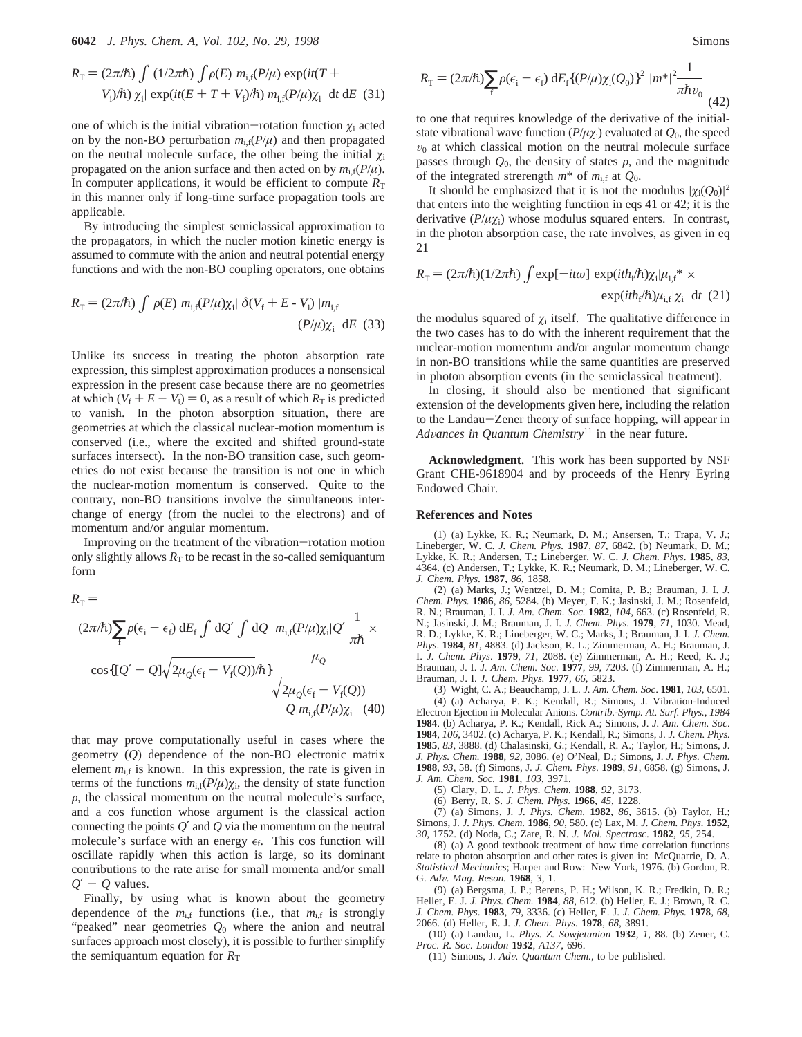$$R_T = (2\pi/\hbar) \int (1/2\pi\hbar) \int \rho(E)\ m_{i,f}(P/\mu) \exp(it(T + V_i)/\hbar)\ \chi_i|\ \exp(it(E + T + V_f)/\hbar)\ m_{i,f}(P/\mu)\chi_i \ \ dt\ dE \quad (31)$$

one of which is the initial vibration–rotation function $\chi_i$ acted on by the non-BO perturbation $m_{i,f}(P/\mu)$ and then propagated on the neutral molecule surface, the other being the initial $\chi_i$ propagated on the anion surface and then acted on by $m_{i,f}(P/\mu)$. In computer applications, it would be efficient to compute $R_T$ in this manner only if long-time surface propagation tools are applicable.

By introducing the simplest semiclassical approximation to the propagators, in which the nucler motion kinetic energy is assumed to commute with the anion and neutral potential energy functions and with the non-BO coupling operators, one obtains

$$R_T = (2\pi/\hbar) \int \rho(E)\ m_{i,f}(P/\mu)\chi_i|\ \delta(V_f + E - V_i)\ |m_{i,f}(P/\mu)\chi_i \ \ dE \quad (33)$$

Unlike its success in treating the photon absorption rate expression, this simplest approximation produces a nonsensical expression in the present case because there are no geometries at which $(V_f + E - V_i) = 0$, as a result of which $R_T$ is predicted to vanish. In the photon absorption situation, there are geometries at which the classical nuclear-motion momentum is conserved (i.e., where the excited and shifted ground-state surfaces intersect). In the non-BO transition case, such geometries do not exist because the transition is not one in which the nuclear-motion momentum is conserved. Quite to the contrary, non-BO transitions involve the simultaneous interchange of energy (from the nuclei to the electrons) and of momentum and/or angular momentum.

Improving on the treatment of the vibration–rotation motion only slightly allows $R_T$ to be recast in the so-called semiquantum form

$$R_T = (2\pi/\hbar)\sum_f \rho(\epsilon_i - \epsilon_f)\ dE_f \int dQ' \int dQ\ \ m_{i,f}(P/\mu)\chi_i|Q'\ \frac{1}{\pi\hbar} \times \cos\{[Q' - Q]\sqrt{2\mu_Q(\epsilon_f - V_f(Q))}/\hbar\}\frac{\mu_Q}{\sqrt{2\mu_Q(\epsilon_f - V_f(Q))}}\ Q|m_{i,f}(P/\mu)\chi_i \quad (40)$$

that may prove computationally useful in cases where the geometry ($Q$) dependence of the non-BO electronic matrix element $m_{i,f}$ is known. In this expression, the rate is given in terms of the functions $m_{i,f}(P/\mu)\chi_i$, the density of state function $\rho$, the classical momentum on the neutral molecule's surface, and a cos function whose argument is the classical action connecting the points $Q'$ and $Q$ via the momentum on the neutral molecule's surface with an energy $\epsilon_f$. This cos function will oscillate rapidly when this action is large, so its dominant contributions to the rate arise for small momenta and/or small $Q' - Q$ values.

Finally, by using what is known about the geometry dependence of the $m_{i,f}$ functions (i.e., that $m_{i,f}$ is strongly "peaked" near geometries $Q_0$ where the anion and neutral surfaces approach most closely), it is possible to further simplify the semiquantum equation for $R_T$

$$R_T = (2\pi/\hbar)\sum_f \rho(\epsilon_i - \epsilon_f)\ dE_f\{(P/\mu)\chi_i(Q_0)\}^2\ |m^*|^2\frac{1}{\pi\hbar v_0} \quad (42)$$

to one that requires knowledge of the derivative of the initial-state vibrational wave function $(P/\mu\chi_i)$ evaluated at $Q_0$, the speed $v_0$ at which classical motion on the neutral molecule surface passes through $Q_0$, the density of states $\rho$, and the magnitude of the integrated strerength $m^*$ of $m_{i,f}$ at $Q_0$.

It should be emphasized that it is not the modulus $|\chi_i(Q_0)|^2$ that enters into the weighting functiion in eqs 41 or 42; it is the derivative $(P/\mu\chi_i)$ whose modulus squared enters. In contrast, in the photon absorption case, the rate involves, as given in eq 21

$$R_T = (2\pi/\hbar)(1/2\pi\hbar) \int \exp[-it\omega]\ \exp(ith_i/\hbar)\chi_i|\mu_{i,f}{}^* \times \exp(ith_f/\hbar)\mu_{i,f}|\chi_i \ \ dt \quad (21)$$

the modulus squared of $\chi_i$ itself. The qualitative difference in the two cases has to do with the inherent requirement that the nuclear-motion momentum and/or angular momentum change in non-BO transitions while the same quantities are preserved in photon absorption events (in the semiclassical treatment).

In closing, it should also be mentioned that significant extension of the developments given here, including the relation to the Landau–Zener theory of surface hopping, will appear in *Advances in Quantum Chemistry*[11] in the near future.

**Acknowledgment.** This work has been supported by NSF Grant CHE-9618904 and by proceeds of the Henry Eyring Endowed Chair.

## References and Notes

(1) (a) Lykke, K. R.; Neumark, D. M.; Ansersen, T.; Trapa, V. J.; Lineberger, W. C. *J. Chem. Phys.* **1987**, *87*, 6842. (b) Neumark, D. M.; Lykke, K. R.; Andersen, T.; Lineberger, W. C. *J. Chem. Phys*. **1985**, *83*, 4364. (c) Andersen, T.; Lykke, K. R.; Neumark, D. M.; Lineberger, W. C. *J. Chem. Phys*. **1987**, *86*, 1858.

(2) (a) Marks, J.; Wentzel, D. M.; Comita, P. B.; Brauman, J. I. *J. Chem. Phys.* **1986**, *86*, 5284. (b) Meyer, F. K.; Jasinski, J. M.; Rosenfeld, R. N.; Brauman, J. I. *J. Am. Chem. Soc.* **1982**, *104*, 663. (c) Rosenfeld, R. N.; Jasinski, J. M.; Brauman, J. I. *J. Chem. Phys*. **1979**, *71*, 1030. Mead, R. D.; Lykke, K. R.; Lineberger, W. C.; Marks, J.; Brauman, J. I. *J. Chem. Phys*. **1984**, *81*, 4883. (d) Jackson, R. L.; Zimmerman, A. H.; Brauman, J. I. *J. Chem. Phys*. **1979**, *71*, 2088. (e) Zimmerman, A. H.; Reed, K. J.; Brauman, J. I. *J. Am. Chem. Soc*. **1977**, *99*, 7203. (f) Zimmerman, A. H.; Brauman, J. I. *J. Chem. Phys.* **1977**, *66*, 5823.

(3) Wight, C. A.; Beauchamp, J. L. *J. Am. Chem. Soc*. **1981**, *103*, 6501.

(4) (a) Acharya, P. K.; Kendall, R.; Simons, J. Vibration-Induced Electron Ejection in Molecular Anions. *Contrib.-Symp. At. Surf. Phys., 1984* **1984**. (b) Acharya, P. K.; Kendall, Rick A.; Simons, J. *J. Am. Chem. Soc*. **1984**, *106*, 3402. (c) Acharya, P. K.; Kendall, R.; Simons, J. *J. Chem. Phys.* **1985**, *83*, 3888. (d) Chalasinski, G.; Kendall, R. A.; Taylor, H.; Simons, J. *J. Phys. Chem.* **1988**, *92*, 3086. (e) O'Neal, D.; Simons, J. *J. Phys. Chem.* **1988**, *93*, 58. (f) Simons, J. *J. Chem. Phys*. **1989**, *91*, 6858. (g) Simons, J. *J. Am. Chem. Soc.* **1981**, *103*, 3971.

(5) Clary, D. L. *J. Phys. Chem*. **1988**, *92*, 3173.

(6) Berry, R. S. *J. Chem. Phys.* **1966**, *45*, 1228.

(7) (a) Simons, J. *J. Phys. Chem.* **1982**, *86*, 3615. (b) Taylor, H.; Simons, J. *J. Phys. Chem.* **1986**, *90*, 580. (c) Lax, M. *J. Chem. Phys.* **1952**, *30*, 1752. (d) Noda, C.; Zare, R. N. *J. Mol. Spectrosc.* **1982**, *95*, 254.

(8) (a) A good textbook treatment of how time correlation functions relate to photon absorption and other rates is given in: McQuarrie, D. A. *Statistical Mechanics*; Harper and Row: New York, 1976. (b) Gordon, R. G. *Adv. Magn. Reson.* **1968**, *3*, 1.

(9) (a) Bergsma, J. P.; Berens, P. H.; Wilson, K. R.; Fredkin, D. R.; Heller, E. J. *J. Phys. Chem.* **1984**, *88*, 612. (b) Heller, E. J.; Brown, R. C. *J. Chem. Phys*. **1983**, *79*, 3336. (c) Heller, E. J. *J. Chem. Phys.* **1978**, *68*, 2066. (d) Heller, E. J. *J. Chem. Phys.* **1978**, *68*, 3891.

(10) (a) Landau, L. *Phys. Z. Sowjetunion* **1932**, *1*, 88. (b) Zener, C. *Proc. R. Soc. London* **1932**, *A137*, 696.

(11) Simons, J. *Adv. Quantum Chem.*, to be published.